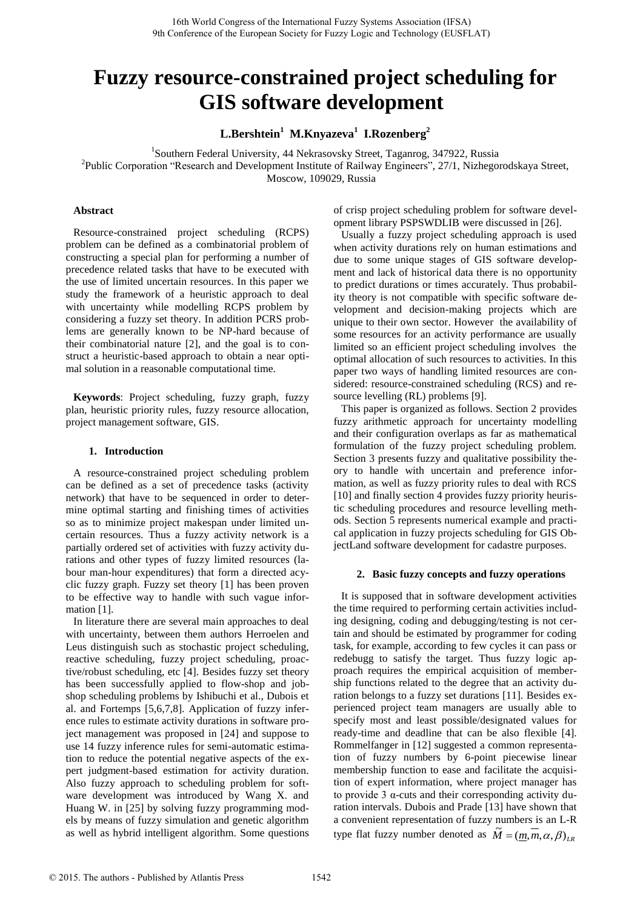# Fuzzy resource-constrained project scheduling for GIS software development

**L.Bershtein[1] M.Knyazeva[1] I.Rozenberg[2]**

[1]Southern Federal University, 44 Nekrasovsky Street, Taganrog, 347922, Russia
[2]Public Corporation "Research and Development Institute of Railway Engineers", 27/1, Nizhegorodskaya Street, Moscow, 109029, Russia

### Abstract

Resource-constrained project scheduling (RCPS) problem can be defined as a combinatorial problem of constructing a special plan for performing a number of precedence related tasks that have to be executed with the use of limited uncertain resources. In this paper we study the framework of a heuristic approach to deal with uncertainty while modelling RCPS problem by considering a fuzzy set theory. In addition PCRS problems are generally known to be NP-hard because of their combinatorial nature [2], and the goal is to construct a heuristic-based approach to obtain a near optimal solution in a reasonable computational time.

**Keywords**: Project scheduling, fuzzy graph, fuzzy plan, heuristic priority rules, fuzzy resource allocation, project management software, GIS.

## 1. Introduction

A resource-constrained project scheduling problem can be defined as a set of precedence tasks (activity network) that have to be sequenced in order to determine optimal starting and finishing times of activities so as to minimize project makespan under limited uncertain resources. Thus a fuzzy activity network is a partially ordered set of activities with fuzzy activity durations and other types of fuzzy limited resources (labour man-hour expenditures) that form a directed acyclic fuzzy graph. Fuzzy set theory [1] has been proven to be effective way to handle with such vague information [1].

In literature there are several main approaches to deal with uncertainty, between them authors Herroelen and Leus distinguish such as stochastic project scheduling, reactive scheduling, fuzzy project scheduling, proactive/robust scheduling, etc [4]. Besides fuzzy set theory has been successfully applied to flow-shop and job-shop scheduling problems by Ishibuchi et al., Dubois et al. and Fortemps [5,6,7,8]. Application of fuzzy inference rules to estimate activity durations in software project management was proposed in [24] and suppose to use 14 fuzzy inference rules for semi-automatic estimation to reduce the potential negative aspects of the expert judgment-based estimation for activity duration. Also fuzzy approach to scheduling problem for software development was introduced by Wang X. and Huang W. in [25] by solving fuzzy programming models by means of fuzzy simulation and genetic algorithm as well as hybrid intelligent algorithm. Some questions of crisp project scheduling problem for software development library PSPSWDLIB were discussed in [26].

Usually a fuzzy project scheduling approach is used when activity durations rely on human estimations and due to some unique stages of GIS software development and lack of historical data there is no opportunity to predict durations or times accurately. Thus probability theory is not compatible with specific software development and decision-making projects which are unique to their own sector. However the availability of some resources for an activity performance are usually limited so an efficient project scheduling involves the optimal allocation of such resources to activities. In this paper two ways of handling limited resources are considered: resource-constrained scheduling (RCS) and resource levelling (RL) problems [9].

This paper is organized as follows. Section 2 provides fuzzy arithmetic approach for uncertainty modelling and their configuration overlaps as far as mathematical formulation of the fuzzy project scheduling problem. Section 3 presents fuzzy and qualitative possibility theory to handle with uncertain and preference information, as well as fuzzy priority rules to deal with RCS [10] and finally section 4 provides fuzzy priority heuristic scheduling procedures and resource levelling methods. Section 5 represents numerical example and practical application in fuzzy projects scheduling for GIS ObjectLand software development for cadastre purposes.

## 2. Basic fuzzy concepts and fuzzy operations

It is supposed that in software development activities the time required to performing certain activities including designing, coding and debugging/testing is not certain and should be estimated by programmer for coding task, for example, according to few cycles it can pass or redebugg to satisfy the target. Thus fuzzy logic approach requires the empirical acquisition of membership functions related to the degree that an activity duration belongs to a fuzzy set durations [11]. Besides experienced project team managers are usually able to specify most and least possible/designated values for ready-time and deadline that can be also flexible [4]. Rommelfanger in [12] suggested a common representation of fuzzy numbers by 6-point piecewise linear membership function to ease and facilitate the acquisition of expert information, where project manager has to provide 3 α-cuts and their corresponding activity duration intervals. Dubois and Prade [13] have shown that a convenient representation of fuzzy numbers is an L-R type flat fuzzy number denoted as $\tilde{M} = (\underline{m}, \overline{m}, \alpha, \beta)_{LR}$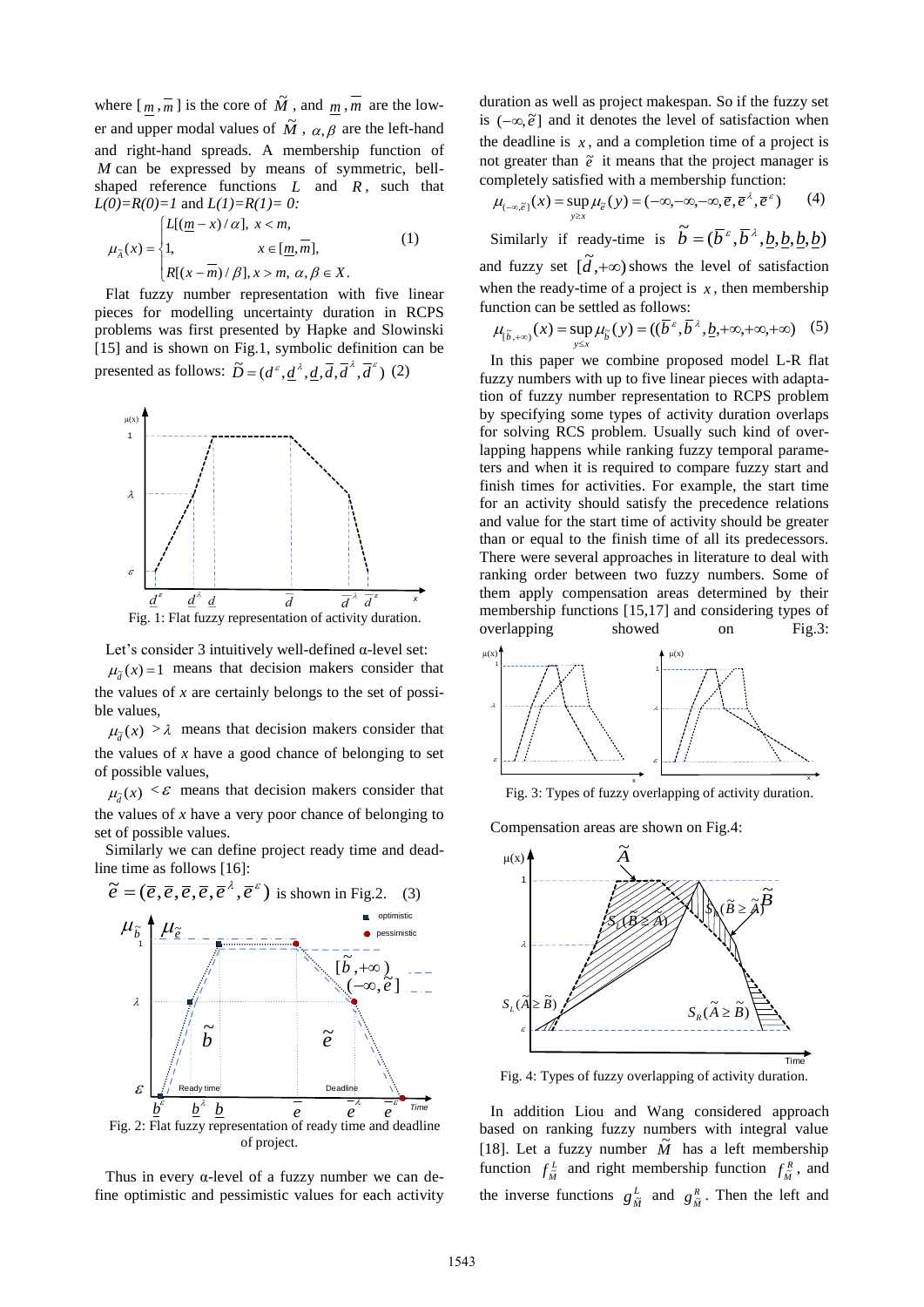where $[\underline{m}, \overline{m}]$ is the core of $\widetilde{M}$, and $\underline{m}, \overline{m}$ are the lower and upper modal values of $\widetilde{M}$, $\alpha, \beta$ are the left-hand and right-hand spreads. A membership function of $M$ can be expressed by means of symmetric, bell-shaped reference functions $L$ and $R$, such that $L(0)=R(0)=1$ and $L(1)=R(1)= 0$:

$$\mu_{\widetilde{A}}(x) = \begin{cases} L[(\underline{m}-x)/\alpha], & x < m, \\ 1, & x \in [\underline{m}, \overline{m}], \\ R[(x-\overline{m})/\beta], & x > m,\ \alpha, \beta \in X. \end{cases} \quad (1)$$

Flat fuzzy number representation with five linear pieces for modelling uncertainty duration in RCPS problems was first presented by Hapke and Slowinski [15] and is shown on Fig.1, symbolic definition can be presented as follows: $\widetilde{D} = (d^{\varepsilon}, \underline{d}^{\lambda}, \underline{d}, \overline{d}, \overline{d}^{\lambda}, \overline{d}^{\varepsilon})$ (2)

Fig. 1: Flat fuzzy representation of activity duration.

Let's consider 3 intuitively well-defined α-level set:

$\mu_{\widetilde{d}}(x) = 1$ means that decision makers consider that the values of $x$ are certainly belongs to the set of possible values,

$\mu_{\widetilde{d}}(x) > \lambda$ means that decision makers consider that the values of $x$ have a good chance of belonging to set of possible values,

$\mu_{\widetilde{d}}(x) < \varepsilon$ means that decision makers consider that the values of $x$ have a very poor chance of belonging to set of possible values.

Similarly we can define project ready time and deadline time as follows [16]:

$\widetilde{e} = (\overline{e}, \overline{e}, \overline{e}, \overline{e}, \overline{e}^{\lambda}, \overline{e}^{\varepsilon})$ is shown in Fig.2. (3)

Fig. 2: Flat fuzzy representation of ready time and deadline of project.

Thus in every α-level of a fuzzy number we can define optimistic and pessimistic values for each activity duration as well as project makespan. So if the fuzzy set is $(-\infty, \widetilde{e}]$ and it denotes the level of satisfaction when the deadline is $x$, and a completion time of a project is not greater than $\widetilde{e}$ it means that the project manager is completely satisfied with a membership function:

$$\mu_{(-\infty,\widetilde{e}]}(x) = \sup_{y \ge x} \mu_{\widetilde{e}}(y) = (-\infty, -\infty, -\infty, \overline{e}, \overline{e}^{\lambda}, \overline{e}^{\varepsilon}) \quad (4)$$

Similarly if ready-time is $\widetilde{b} = (\overline{b}^{\varepsilon}, \overline{b}^{\lambda}, \underline{b}, \underline{b}, \underline{b}, \underline{b})$ and fuzzy set $[\widetilde{d}, +\infty)$ shows the level of satisfaction when the ready-time of a project is $x$, then membership function can be settled as follows:

$$\mu_{[\widetilde{b},+\infty)}(x) = \sup_{y \le x} \mu_{\widetilde{b}}(y) = ((\overline{b}^{\varepsilon}, \overline{b}^{\lambda}, \underline{b}, +\infty, +\infty, +\infty) \quad (5)$$

In this paper we combine proposed model L-R flat fuzzy numbers with up to five linear pieces with adaptation of fuzzy number representation to RCPS problem by specifying some types of activity duration overlaps for solving RCS problem. Usually such kind of overlapping happens while ranking fuzzy temporal parameters and when it is required to compare fuzzy start and finish times for activities. For example, the start time for an activity should satisfy the precedence relations and value for the start time of activity should be greater than or equal to the finish time of all its predecessors. There were several approaches in literature to deal with ranking order between two fuzzy numbers. Some of them apply compensation areas determined by their membership functions [15,17] and considering types of overlapping showed on Fig.3:

Fig. 3: Types of fuzzy overlapping of activity duration.

Compensation areas are shown on Fig.4:

Fig. 4: Types of fuzzy overlapping of activity duration.

In addition Liou and Wang considered approach based on ranking fuzzy numbers with integral value [18]. Let a fuzzy number $\widetilde{M}$ has a left membership function $f^{L}_{\widetilde{M}}$ and right membership function $f^{R}_{\widetilde{M}}$, and the inverse functions $g^{L}_{\widetilde{M}}$ and $g^{R}_{\widetilde{M}}$. Then the left and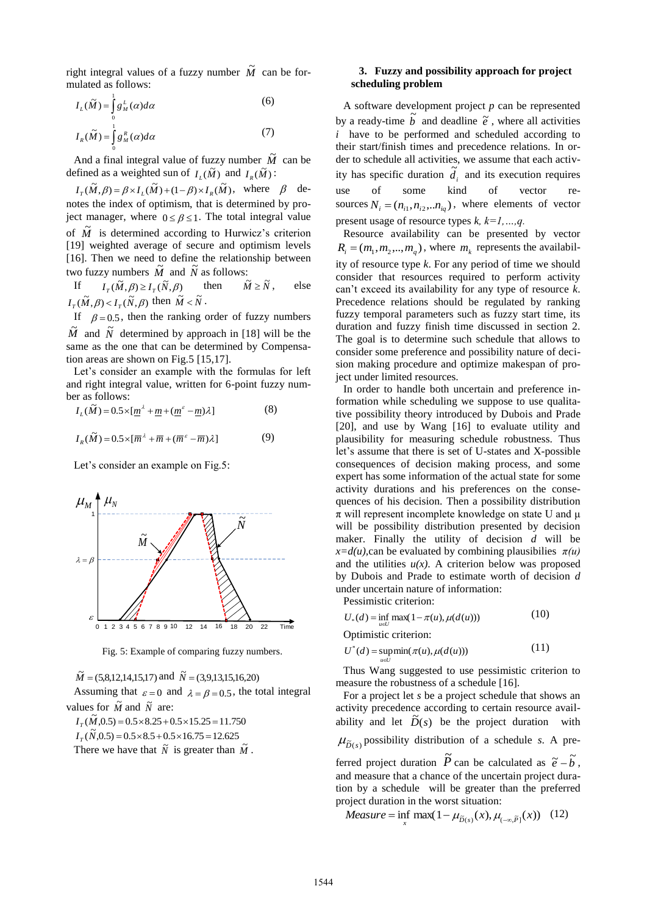right integral values of a fuzzy number $\widetilde{M}$ can be formulated as follows:

$$I_L(\widetilde{M}) = \int_0^1 g_M^L(\alpha)d\alpha \quad (6)$$

$$I_R(\widetilde{M}) = \int_0^1 g_M^R(\alpha)d\alpha \quad (7)$$

And a final integral value of fuzzy number $\widetilde{M}$ can be defined as a weighted sun of $I_L(\widetilde{M})$ and $I_R(\widetilde{M})$:

$I_T(\widetilde{M},\beta) = \beta \times I_L(\widetilde{M}) + (1-\beta) \times I_R(\widetilde{M})$, where $\beta$ denotes the index of optimism, that is determined by project manager, where $0 \le \beta \le 1$. The total integral value of $\widetilde{M}$ is determined according to Hurwicz's criterion [19] weighted average of secure and optimism levels [16]. Then we need to define the relationship between two fuzzy numbers $\widetilde{M}$ and $\widetilde{N}$ as follows:

If $I_T(\widetilde{M},\beta) \ge I_T(\widetilde{N},\beta)$ then $\widetilde{M} \ge \widetilde{N}$, else $I_T(\widetilde{M},\beta) < I_T(\widetilde{N},\beta)$ then $\widetilde{M} < \widetilde{N}$.

If $\beta = 0.5$, then the ranking order of fuzzy numbers $\widetilde{M}$ and $\widetilde{N}$ determined by approach in [18] will be the same as the one that can be determined by Compensation areas are shown on Fig.5 [15,17].

Let's consider an example with the formulas for left and right integral value, written for 6-point fuzzy number as follows:

$$I_L(\widetilde{M}) = 0.5 \times [\underline{m}^{\lambda} + \underline{m} + (\underline{m}^{\varepsilon} - \underline{m})\lambda] \quad (8)$$

$$I_R(\widetilde{M}) = 0.5 \times [\overline{m}^{\lambda} + \overline{m} + (\overline{m}^{\varepsilon} - \overline{m})\lambda] \quad (9)$$

Let's consider an example on Fig.5:

Fig. 5: Example of comparing fuzzy numbers.

$\widetilde{M} = (5,8,12,14,15,17)$ and $\widetilde{N} = (3,9,13,15,16,20)$

Assuming that $\varepsilon = 0$ and $\lambda = \beta = 0.5$, the total integral values for $\widetilde{M}$ and $\widetilde{N}$ are:

$I_T(\widetilde{M},0.5) = 0.5 \times 8.25 + 0.5 \times 15.25 = 11.750$

$I_T(\widetilde{N},0.5) = 0.5 \times 8.5 + 0.5 \times 16.75 = 12.625$

There we have that $\widetilde{N}$ is greater than $\widetilde{M}$.

## 3. Fuzzy and possibility approach for project scheduling problem

A software development project *p* can be represented by a ready-time $\widetilde{b}$ and deadline $\widetilde{e}$, where all activities *i* have to be performed and scheduled according to their start/finish times and precedence relations. In order to schedule all activities, we assume that each activity has specific duration $\widetilde{d}_i$ and its execution requires use of some kind of vector resources $N_i = (n_{i1}, n_{i2},..n_{iq})$, where elements of vector present usage of resource types $k$, $k=1,...,q$.

Resource availability can be presented by vector $R_i = (m_1, m_2,.., m_q)$, where $m_k$ represents the availability of resource type *k*. For any period of time we should consider that resources required to perform activity can't exceed its availability for any type of resource *k*. Precedence relations should be regulated by ranking fuzzy temporal parameters such as fuzzy start time, its duration and fuzzy finish time discussed in section 2. The goal is to determine such schedule that allows to consider some preference and possibility nature of decision making procedure and optimize makespan of project under limited resources.

In order to handle both uncertain and preference information while scheduling we suppose to use qualitative possibility theory introduced by Dubois and Prade [20], and use by Wang [16] to evaluate utility and plausibility for measuring schedule robustness. Thus let's assume that there is set of U-states and X-possible consequences of decision making process, and some expert has some information of the actual state for some activity durations and his preferences on the consequences of his decision. Then a possibility distribution π will represent incomplete knowledge on state U and μ will be possibility distribution presented by decision maker. Finally the utility of decision *d* will be $x=d(u)$,can be evaluated by combining plausibilies $\pi(u)$ and the utilities $u(x)$. A criterion below was proposed by Dubois and Prade to estimate worth of decision *d* under uncertain nature of information:

Pessimistic criterion:

$$U_*(d) = \inf_{u \in U} \max(1-\pi(u), \mu(d(u))) \quad (10)$$

Optimistic criterion:

$$U^*(d) = \sup_{u \in U} \min(\pi(u), \mu(d(u))) \quad (11)$$

Thus Wang suggested to use pessimistic criterion to measure the robustness of a schedule [16].

For a project let *s* be a project schedule that shows an activity precedence according to certain resource availability and let $\widetilde{D}(s)$ be the project duration with $\mu_{\widetilde{D}(s)}$ possibility distribution of a schedule *s*. A preferred project duration $\widetilde{P}$ can be calculated as $\widetilde{e} - \widetilde{b}$, and measure that a chance of the uncertain project duration by a schedule will be greater than the preferred project duration in the worst situation:

$$Measure = \inf_x \max(1-\mu_{\widetilde{D}(s)}(x), \mu_{(-\infty,\widetilde{P}]}(x)) \quad (12)$$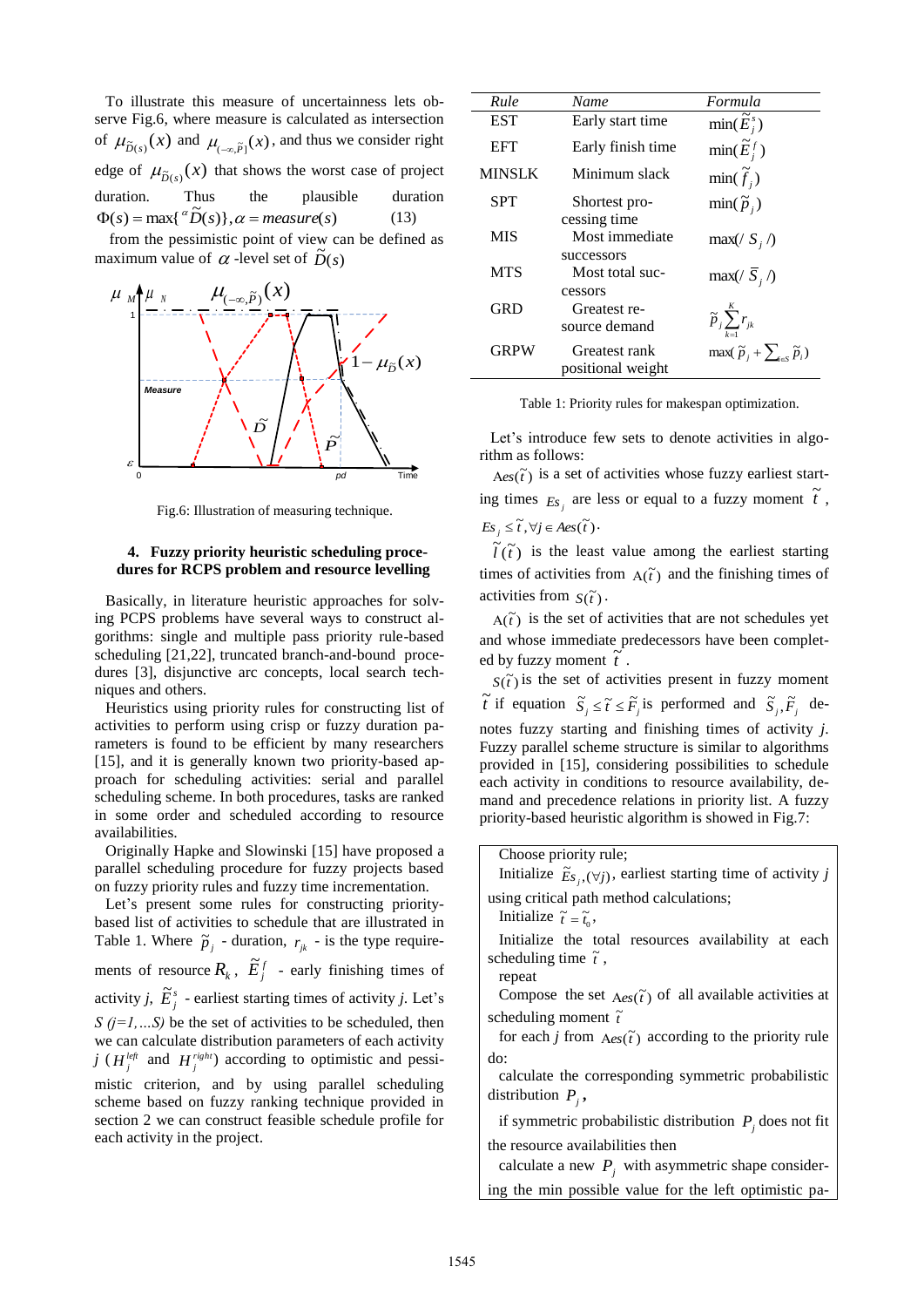To illustrate this measure of uncertainness lets observe Fig.6, where measure is calculated as intersection of $\mu_{\tilde{D}(s)}(x)$ and $\mu_{(-\infty,\tilde{P}]}(x)$, and thus we consider right edge of $\mu_{\tilde{D}(s)}(x)$ that shows the worst case of project duration. Thus the plausible duration

$$\Phi(s) = \max\{{}^{\alpha}\tilde{D}(s)\}, \alpha = measure(s) \qquad (13)$$

from the pessimistic point of view can be defined as maximum value of $\alpha$ -level set of $\tilde{D}(s)$

Fig.6: Illustration of measuring technique.

## 4. Fuzzy priority heuristic scheduling procedures for RCPS problem and resource levelling

Basically, in literature heuristic approaches for solving PCPS problems have several ways to construct algorithms: single and multiple pass priority rule-based scheduling [21,22], truncated branch-and-bound procedures [3], disjunctive arc concepts, local search techniques and others.

Heuristics using priority rules for constructing list of activities to perform using crisp or fuzzy duration parameters is found to be efficient by many researchers [15], and it is generally known two priority-based approach for scheduling activities: serial and parallel scheduling scheme. In both procedures, tasks are ranked in some order and scheduled according to resource availabilities.

Originally Hapke and Slowinski [15] have proposed a parallel scheduling procedure for fuzzy projects based on fuzzy priority rules and fuzzy time incrementation.

Let's present some rules for constructing priority-based list of activities to schedule that are illustrated in Table 1. Where $\tilde{p}_j$ - duration, $r_{jk}$ - is the type requirements of resource $R_k$, $\tilde{E}^f_j$ - early finishing times of activity *j*, $\tilde{E}^s_j$ - earliest starting times of activity *j*. Let's $S$ *(j=1,…S)* be the set of activities to be scheduled, then we can calculate distribution parameters of each activity *j* ($H^{left}_j$ and $H^{right}_j$) according to optimistic and pessimistic criterion, and by using parallel scheduling scheme based on fuzzy ranking technique provided in section 2 we can construct feasible schedule profile for each activity in the project.

| Rule | Name | Formula |
|---|---|---|
| EST | Early start time | $\min(\tilde{E}^s_j)$ |
| EFT | Early finish time | $\min(\tilde{E}^f_j)$ |
| MINSLK | Minimum slack | $\min(\tilde{f}_j)$ |
| SPT | Shortest processing time | $\min(\tilde{p}_j)$ |
| MIS | Most immediate successors | $\max(/\ S_j\ /)$ |
| MTS | Most total successors | $\max(/\ \bar{S}_j\ /)$ |
| GRD | Greatest resource demand | $\tilde{p}_j \sum_{k=1}^{K} r_{jk}$ |
| GRPW | Greatest rank positional weight | $\max(\tilde{p}_j + \sum_{i \in S} \tilde{p}_i)$ |

Table 1: Priority rules for makespan optimization.

Let's introduce few sets to denote activities in algorithm as follows:

$Aes(\tilde{t})$ is a set of activities whose fuzzy earliest starting times $Es_j$ are less or equal to a fuzzy moment $\tilde{t}$, $Es_j \le \tilde{t}, \forall j \in Aes(\tilde{t})$.

$\tilde{l}(\tilde{t})$ is the least value among the earliest starting times of activities from $A(\tilde{t})$ and the finishing times of activities from $S(\tilde{t})$.

$A(\tilde{t})$ is the set of activities that are not schedules yet and whose immediate predecessors have been completed by fuzzy moment $\tilde{t}$.

$S(\tilde{t})$ is the set of activities present in fuzzy moment $\tilde{t}$ if equation $\tilde{S}_j \le \tilde{t} \le \tilde{F}_j$ is performed and $\tilde{S}_j, \tilde{F}_j$ denotes fuzzy starting and finishing times of activity *j*. Fuzzy parallel scheme structure is similar to algorithms provided in [15], considering possibilities to schedule each activity in conditions to resource availability, demand and precedence relations in priority list. A fuzzy priority-based heuristic algorithm is showed in Fig.7:

```
Choose priority rule;
Initialize Ẽs_j,(∀j), earliest starting time of activity j
using critical path method calculations;
Initialize t̃ = t̃_0,
Initialize the total resources availability at each
scheduling time t̃,
repeat
Compose the set Aes(t̃) of all available activities at
scheduling moment t̃
for each j from Aes(t̃) according to the priority rule
do:
calculate the corresponding symmetric probabilistic
distribution P_j,
if symmetric probabilistic distribution P_j does not fit
the resource availabilities then
calculate a new P_j with asymmetric shape consider-
ing the min possible value for the left optimistic pa-
```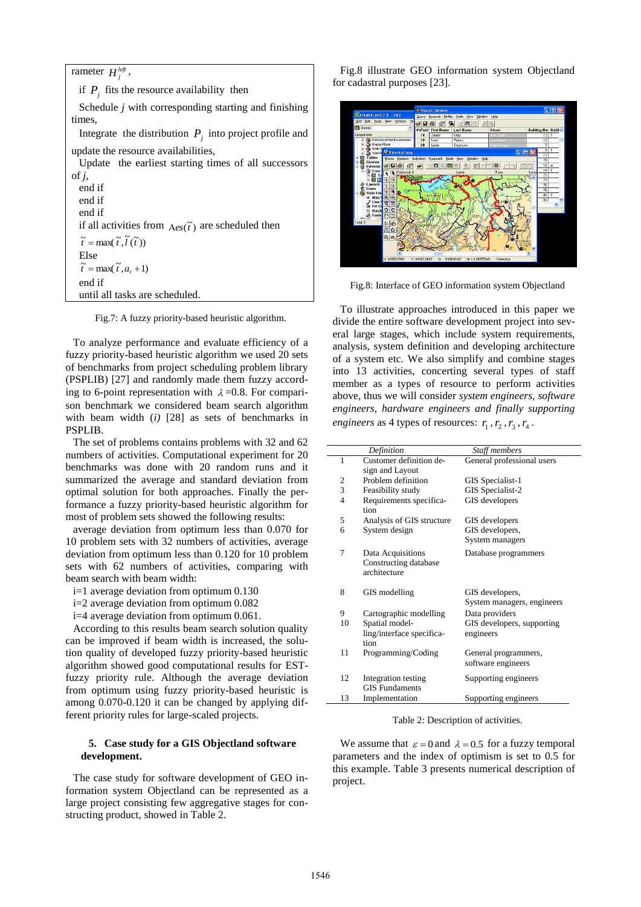rameter $H_j^{left}$,

if $P_j$ fits the resource availability then

Schedule *j* with corresponding starting and finishing times,

Integrate the distribution $P_j$ into project profile and update the resource availabilities,

Update the earliest starting times of all successors of *j*,

end if

end if

end if

if all activities from $Aes(\tilde{t})$ are scheduled then

$\tilde{t} = \max(\tilde{t}, \tilde{l}(\tilde{t}))$

Else

$\tilde{t} = \max(\tilde{t}, a_t + 1)$

end if

until all tasks are scheduled.

Fig.7: A fuzzy priority-based heuristic algorithm.

To analyze performance and evaluate efficiency of a fuzzy priority-based heuristic algorithm we used 20 sets of benchmarks from project scheduling problem library (PSPLIB) [27] and randomly made them fuzzy according to 6-point representation with $\lambda$ =0.8. For comparison benchmark we considered beam search algorithm with beam width (*i*) [28] as sets of benchmarks in PSPLIB.

The set of problems contains problems with 32 and 62 numbers of activities. Computational experiment for 20 benchmarks was done with 20 random runs and it summarized the average and standard deviation from optimal solution for both approaches. Finally the performance a fuzzy priority-based heuristic algorithm for most of problem sets showed the following results:

average deviation from optimum less than 0.070 for 10 problem sets with 32 numbers of activities, average deviation from optimum less than 0.120 for 10 problem sets with 62 numbers of activities, comparing with beam search with beam width:

i=1 average deviation from optimum 0.130

i=2 average deviation from optimum 0.082

i=4 average deviation from optimum 0.061.

According to this results beam search solution quality can be improved if beam width is increased, the solution quality of developed fuzzy priority-based heuristic algorithm showed good computational results for EST-fuzzy priority rule. Although the average deviation from optimum using fuzzy priority-based heuristic is among 0.070-0.120 it can be changed by applying different priority rules for large-scaled projects.

## 5. Case study for a GIS Objectland software development.

The case study for software development of GEO information system Objectland can be represented as a large project consisting few aggregative stages for constructing product, showed in Table 2.

Fig.8 illustrate GEO information system Objectland for cadastral purposes [23].

Fig.8: Interface of GEO information system Objectland

To illustrate approaches introduced in this paper we divide the entire software development project into several large stages, which include system requirements, analysis, system definition and developing architecture of a system etc. We also simplify and combine stages into 13 activities, concerning several types of staff member as a types of resource to perform activities above, thus we will consider *system engineers*, *software engineers*, *hardware engineers and finally supporting engineers* as 4 types of resources: $r_1, r_2, r_3, r_4$.

| | Definition | Staff members |
|---|---|---|
| 1 | Customer definition design and Layout | General professional users |
| 2 | Problem definition | GIS Specialist-1 |
| 3 | Feasibility study | GIS Specialist-2 |
| 4 | Requirements specification | GIS developers |
| 5 | Analysis of GIS structure | GIS developers |
| 6 | System design | GIS developers, System managers |
| 7 | Data Acquisitions Constructing database architecture | Database programmers |
| 8 | GIS modelling | GIS developers, System managers, engineers |
| 9 | Cartographic modelling | Data providers |
| 10 | Spatial modelling/interface specification | GIS developers, supporting engineers |
| 11 | Programming/Coding | General programmers, software engineers |
| 12 | Integration testing GIS Fundaments | Supporting engineers |
| 13 | Implementation | Supporting engineers |

Table 2: Description of activities.

We assume that $\varepsilon = 0$ and $\lambda = 0.5$ for a fuzzy temporal parameters and the index of optimism is set to 0.5 for this example. Table 3 presents numerical description of project.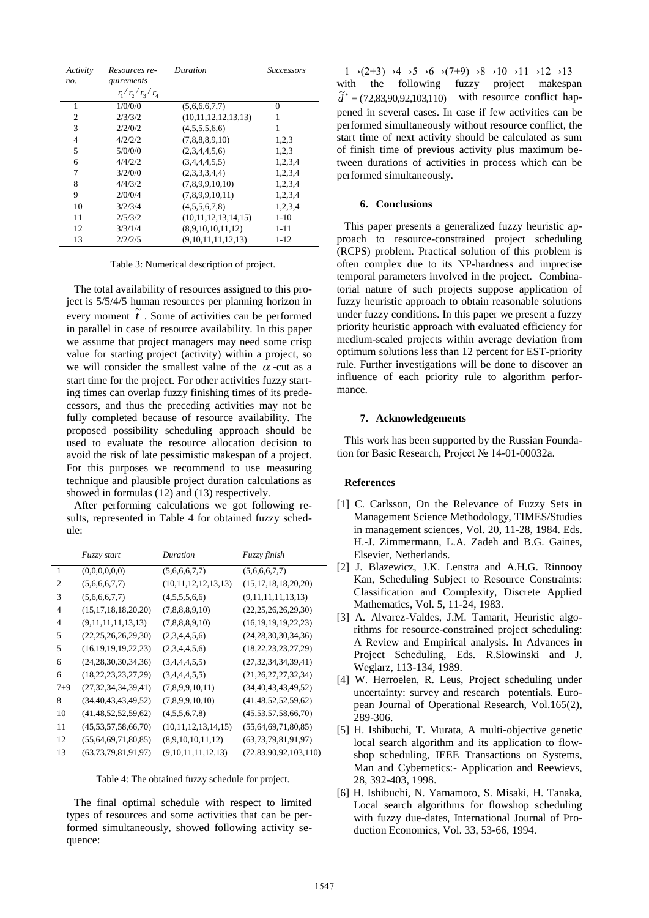| *Activity no.* | *Resources requirements* $r_1/r_2/r_3/r_4$ | *Duration* | *Successors* |
|---|---|---|---|
| 1 | 1/0/0/0 | (5,6,6,6,7,7) | 0 |
| 2 | 2/3/3/2 | (10,11,12,12,13,13) | 1 |
| 3 | 2/2/0/2 | (4,5,5,5,6,6) | 1 |
| 4 | 4/2/2/2 | (7,8,8,8,9,10) | 1,2,3 |
| 5 | 5/0/0/0 | (2,3,4,4,5,6) | 1,2,3 |
| 6 | 4/4/2/2 | (3,4,4,4,5,5) | 1,2,3,4 |
| 7 | 3/2/0/0 | (2,3,3,3,4,4) | 1,2,3,4 |
| 8 | 4/4/3/2 | (7,8,9,9,10,10) | 1,2,3,4 |
| 9 | 2/0/0/4 | (7,8,9,9,10,11) | 1,2,3,4 |
| 10 | 3/2/3/4 | (4,5,5,6,7,8) | 1,2,3,4 |
| 11 | 2/5/3/2 | (10,11,12,13,14,15) | 1-10 |
| 12 | 3/3/1/4 | (8,9,10,10,11,12) | 1-11 |
| 13 | 2/2/2/5 | (9,10,11,11,12,13) | 1-12 |

Table 3: Numerical description of project.

The total availability of resources assigned to this project is 5/5/4/5 human resources per planning horizon in every moment $\tilde{t}$ . Some of activities can be performed in parallel in case of resource availability. In this paper we assume that project managers may need some crisp value for starting project (activity) within a project, so we will consider the smallest value of the $\alpha$-cut as a start time for the project. For other activities fuzzy starting times can overlap fuzzy finishing times of its predecessors, and thus the preceding activities may not be fully completed because of resource availability. The proposed possibility scheduling approach should be used to evaluate the resource allocation decision to avoid the risk of late pessimistic makespan of a project. For this purposes we recommend to use measuring technique and plausible project duration calculations as showed in formulas (12) and (13) respectively.

After performing calculations we got following results, represented in Table 4 for obtained fuzzy schedule:

| | *Fuzzy start* | *Duration* | *Fuzzy finish* |
|---|---|---|---|
| 1 | (0,0,0,0,0,0) | (5,6,6,6,7,7) | (5,6,6,6,7,7) |
| 2 | (5,6,6,6,7,7) | (10,11,12,12,13,13) | (15,17,18,18,20,20) |
| 3 | (5,6,6,6,7,7) | (4,5,5,5,6,6) | (9,11,11,11,13,13) |
| 4 | (15,17,18,18,20,20) | (7,8,8,8,9,10) | (22,25,26,26,29,30) |
| 4 | (9,11,11,11,13,13) | (7,8,8,8,9,10) | (16,19,19,19,22,23) |
| 5 | (22,25,26,26,29,30) | (2,3,4,4,5,6) | (24,28,30,30,34,36) |
| 5 | (16,19,19,19,22,23) | (2,3,4,4,5,6) | (18,22,23,23,27,29) |
| 6 | (24,28,30,30,34,36) | (3,4,4,4,5,5) | (27,32,34,34,39,41) |
| 6 | (18,22,23,23,27,29) | (3,4,4,4,5,5) | (21,26,27,27,32,34) |
| 7+9 | (27,32,34,34,39,41) | (7,8,9,9,10,11) | (34,40,43,43,49,52) |
| 8 | (34,40,43,43,49,52) | (7,8,9,9,10,10) | (41,48,52,52,59,62) |
| 10 | (41,48,52,52,59,62) | (4,5,5,6,7,8) | (45,53,57,58,66,70) |
| 11 | (45,53,57,58,66,70) | (10,11,12,13,14,15) | (55,64,69,71,80,85) |
| 12 | (55,64,69,71,80,85) | (8,9,10,10,11,12) | (63,73,79,81,91,97) |
| 13 | (63,73,79,81,91,97) | (9,10,11,11,12,13) | (72,83,90,92,103,110) |

Table 4: The obtained fuzzy schedule for project.

The final optimal schedule with respect to limited types of resources and some activities that can be performed simultaneously, showed following activity sequence:

$1\rightarrow(2+3)\rightarrow4\rightarrow5\rightarrow6\rightarrow(7+9)\rightarrow8\rightarrow10\rightarrow11\rightarrow12\rightarrow13$ with the following fuzzy project makespan $\tilde{d}^* = (72,83,90,92,103,110)$ with resource conflict happened in several cases. In case if few activities can be performed simultaneously without resource conflict, the start time of next activity should be calculated as sum of finish time of previous activity plus maximum between durations of activities in process which can be performed simultaneously.

## 6. Conclusions

This paper presents a generalized fuzzy heuristic approach to resource-constrained project scheduling (RCPS) problem. Practical solution of this problem is often complex due to its NP-hardness and imprecise temporal parameters involved in the project. Combinatorial nature of such projects suppose application of fuzzy heuristic approach to obtain reasonable solutions under fuzzy conditions. In this paper we present a fuzzy priority heuristic approach with evaluated efficiency for medium-scaled projects within average deviation from optimum solutions less than 12 percent for EST-priority rule. Further investigations will be done to discover an influence of each priority rule to algorithm performance.

## 7. Acknowledgements

This work has been supported by the Russian Foundation for Basic Research, Project № 14-01-00032a.

## References

[1] C. Carlsson, On the Relevance of Fuzzy Sets in Management Science Methodology, TIMES/Studies in management sciences, Vol. 20, 11-28, 1984. Eds. H.-J. Zimmermann, L.A. Zadeh and B.G. Gaines, Elsevier, Netherlands.

[2] J. Blazewicz, J.K. Lenstra and A.H.G. Rinnooy Kan, Scheduling Subject to Resource Constraints: Classification and Complexity, Discrete Applied Mathematics, Vol. 5, 11-24, 1983.

[3] A. Alvarez-Valdes, J.M. Tamarit, Heuristic algorithms for resource-constrained project scheduling: A Review and Empirical analysis. In Advances in Project Scheduling, Eds. R.Slowinski and J. Weglarz, 113-134, 1989.

[4] W. Herroelen, R. Leus, Project scheduling under uncertainty: survey and research potentials. European Journal of Operational Research, Vol.165(2), 289-306.

[5] H. Ishibuchi, T. Murata, A multi-objective genetic local search algorithm and its application to flowshop scheduling, IEEE Transactions on Systems, Man and Cybernetics:- Application and Reewievs, 28, 392-403, 1998.

[6] H. Ishibuchi, N. Yamamoto, S. Misaki, H. Tanaka, Local search algorithms for flowshop scheduling with fuzzy due-dates, International Journal of Production Economics, Vol. 33, 53-66, 1994.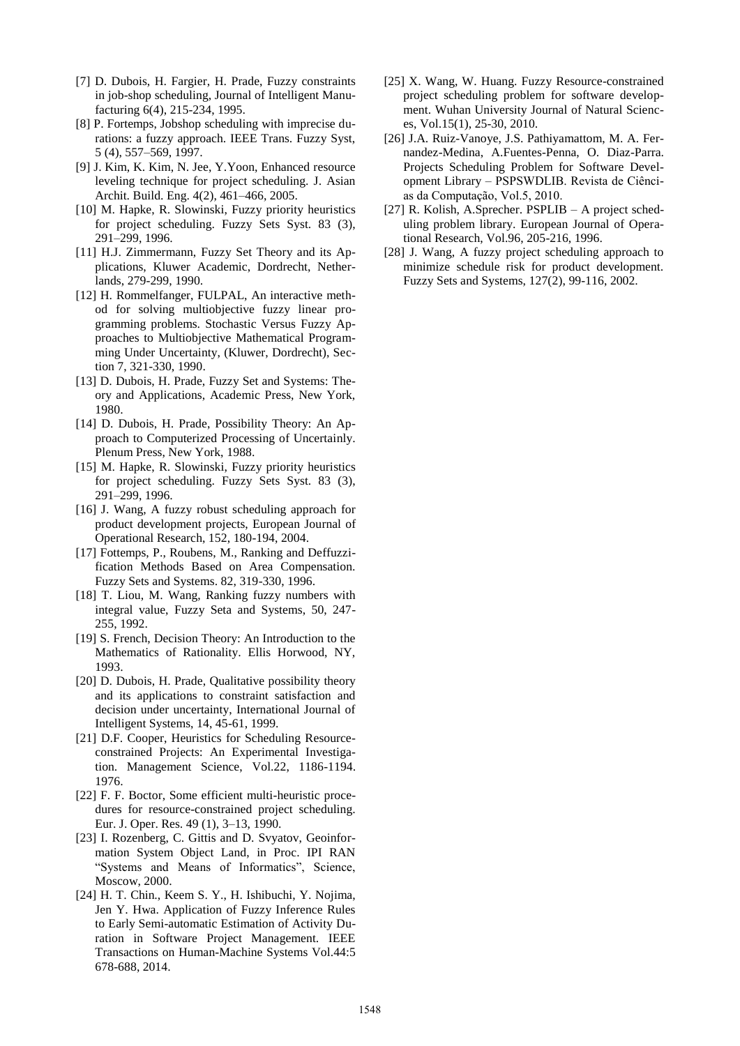[7] D. Dubois, H. Fargier, H. Prade, Fuzzy constraints in job-shop scheduling, Journal of Intelligent Manufacturing 6(4), 215-234, 1995.

[8] P. Fortemps, Jobshop scheduling with imprecise durations: a fuzzy approach. IEEE Trans. Fuzzy Syst, 5 (4), 557–569, 1997.

[9] J. Kim, K. Kim, N. Jee, Y.Yoon, Enhanced resource leveling technique for project scheduling. J. Asian Archit. Build. Eng. 4(2), 461–466, 2005.

[10] M. Hapke, R. Slowinski, Fuzzy priority heuristics for project scheduling. Fuzzy Sets Syst. 83 (3), 291–299, 1996.

[11] H.J. Zimmermann, Fuzzy Set Theory and its Applications, Kluwer Academic, Dordrecht, Netherlands, 279-299, 1990.

[12] H. Rommelfanger, FULPAL, An interactive method for solving multiobjective fuzzy linear programming problems. Stochastic Versus Fuzzy Approaches to Multiobjective Mathematical Programming Under Uncertainty, (Kluwer, Dordrecht), Section 7, 321-330, 1990.

[13] D. Dubois, H. Prade, Fuzzy Set and Systems: Theory and Applications, Academic Press, New York, 1980.

[14] D. Dubois, H. Prade, Possibility Theory: An Approach to Computerized Processing of Uncertainly. Plenum Press, New York, 1988.

[15] M. Hapke, R. Slowinski, Fuzzy priority heuristics for project scheduling. Fuzzy Sets Syst. 83 (3), 291–299, 1996.

[16] J. Wang, A fuzzy robust scheduling approach for product development projects, European Journal of Operational Research, 152, 180-194, 2004.

[17] Fottemps, P., Roubens, M., Ranking and Deffuzzification Methods Based on Area Compensation. Fuzzy Sets and Systems. 82, 319-330, 1996.

[18] T. Liou, M. Wang, Ranking fuzzy numbers with integral value, Fuzzy Seta and Systems, 50, 247-255, 1992.

[19] S. French, Decision Theory: An Introduction to the Mathematics of Rationality. Ellis Horwood, NY, 1993.

[20] D. Dubois, H. Prade, Qualitative possibility theory and its applications to constraint satisfaction and decision under uncertainty, International Journal of Intelligent Systems, 14, 45-61, 1999.

[21] D.F. Cooper, Heuristics for Scheduling Resource-constrained Projects: An Experimental Investigation. Management Science, Vol.22, 1186-1194. 1976.

[22] F. F. Boctor, Some efficient multi-heuristic procedures for resource-constrained project scheduling. Eur. J. Oper. Res. 49 (1), 3–13, 1990.

[23] I. Rozenberg, C. Gittis and D. Svyatov, Geoinformation System Object Land, in Proc. IPI RAN "Systems and Means of Informatics", Science, Moscow, 2000.

[24] H. T. Chin., Keem S. Y., H. Ishibuchi, Y. Nojima, Jen Y. Hwa. Application of Fuzzy Inference Rules to Early Semi-automatic Estimation of Activity Duration in Software Project Management. IEEE Transactions on Human-Machine Systems Vol.44:5 678-688, 2014.

[25] X. Wang, W. Huang. Fuzzy Resource-constrained project scheduling problem for software development. Wuhan University Journal of Natural Sciences, Vol.15(1), 25-30, 2010.

[26] J.A. Ruiz-Vanoye, J.S. Pathiyamattom, M. A. Fernandez-Medina, A.Fuentes-Penna, O. Diaz-Parra. Projects Scheduling Problem for Software Development Library – PSPSWDLIB. Revista de Ciências da Computação, Vol.5, 2010.

[27] R. Kolish, A.Sprecher. PSPLIB – A project scheduling problem library. European Journal of Operational Research, Vol.96, 205-216, 1996.

[28] J. Wang, A fuzzy project scheduling approach to minimize schedule risk for product development. Fuzzy Sets and Systems, 127(2), 99-116, 2002.